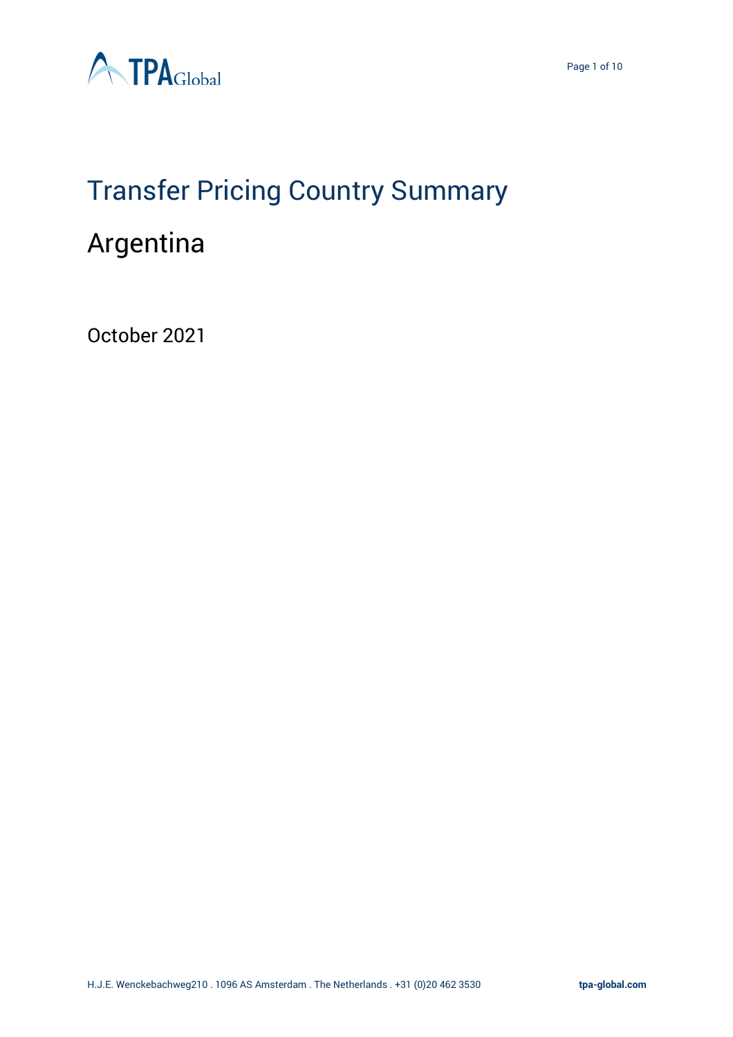# Transfer Pricing Country Summary

## Argentina

October 2021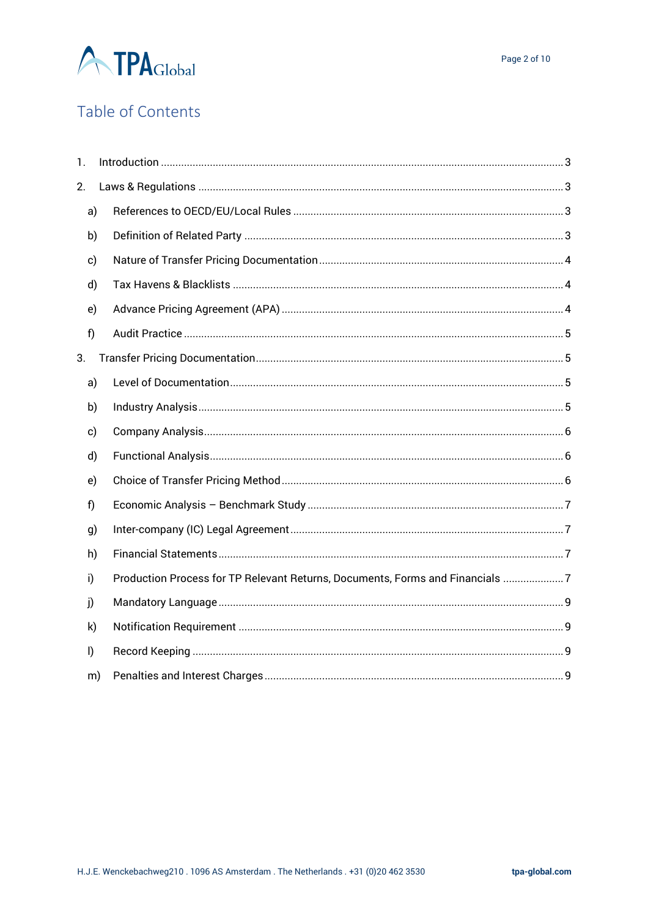## Table of Contents

1. Introduction ..... 3
2. Laws & Regulations ..... 3
    - a) References to OECD/EU/Local Rules ..... 3
    - b) Definition of Related Party ..... 3
    - c) Nature of Transfer Pricing Documentation ..... 4
    - d) Tax Havens & Blacklists ..... 4
    - e) Advance Pricing Agreement (APA) ..... 4
    - f) Audit Practice ..... 5
3. Transfer Pricing Documentation ..... 5
    - a) Level of Documentation ..... 5
    - b) Industry Analysis ..... 5
    - c) Company Analysis ..... 6
    - d) Functional Analysis ..... 6
    - e) Choice of Transfer Pricing Method ..... 6
    - f) Economic Analysis – Benchmark Study ..... 7
    - g) Inter-company (IC) Legal Agreement ..... 7
    - h) Financial Statements ..... 7
    - i) Production Process for TP Relevant Returns, Documents, Forms and Financials ..... 7
    - j) Mandatory Language ..... 9
    - k) Notification Requirement ..... 9
    - l) Record Keeping ..... 9
    - m) Penalties and Interest Charges ..... 9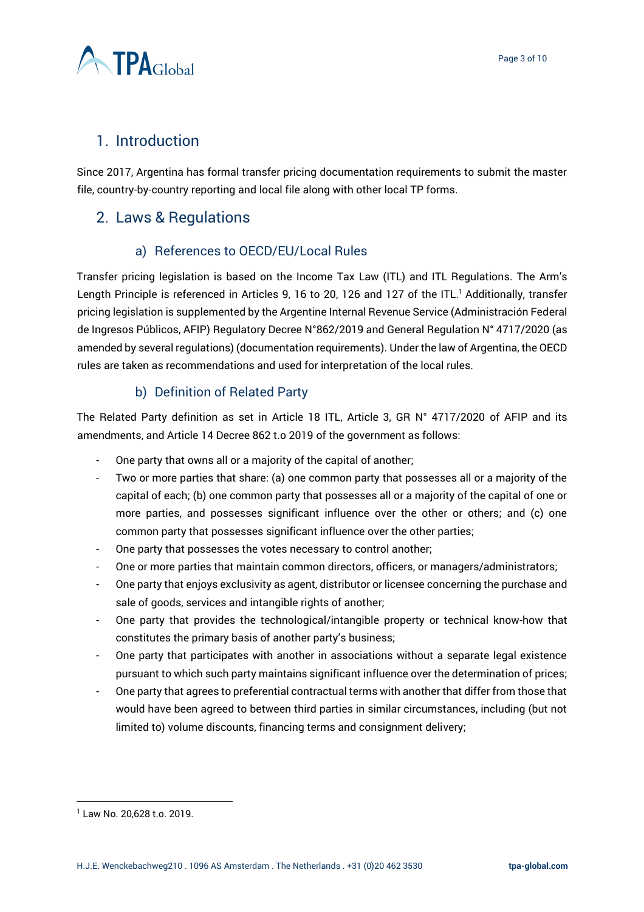## 1. Introduction

Since 2017, Argentina has formal transfer pricing documentation requirements to submit the master file, country-by-country reporting and local file along with other local TP forms.

## 2. Laws & Regulations

### a) References to OECD/EU/Local Rules

Transfer pricing legislation is based on the Income Tax Law (ITL) and ITL Regulations. The Arm's Length Principle is referenced in Articles 9, 16 to 20, 126 and 127 of the ITL.[1] Additionally, transfer pricing legislation is supplemented by the Argentine Internal Revenue Service (Administración Federal de Ingresos Públicos, AFIP) Regulatory Decree N°862/2019 and General Regulation N° 4717/2020 (as amended by several regulations) (documentation requirements). Under the law of Argentina, the OECD rules are taken as recommendations and used for interpretation of the local rules.

### b) Definition of Related Party

The Related Party definition as set in Article 18 ITL, Article 3, GR N° 4717/2020 of AFIP and its amendments, and Article 14 Decree 862 t.o 2019 of the government as follows:

- One party that owns all or a majority of the capital of another;
- Two or more parties that share: (a) one common party that possesses all or a majority of the capital of each; (b) one common party that possesses all or a majority of the capital of one or more parties, and possesses significant influence over the other or others; and (c) one common party that possesses significant influence over the other parties;
- One party that possesses the votes necessary to control another;
- One or more parties that maintain common directors, officers, or managers/administrators;
- One party that enjoys exclusivity as agent, distributor or licensee concerning the purchase and sale of goods, services and intangible rights of another;
- One party that provides the technological/intangible property or technical know-how that constitutes the primary basis of another party's business;
- One party that participates with another in associations without a separate legal existence pursuant to which such party maintains significant influence over the determination of prices;
- One party that agrees to preferential contractual terms with another that differ from those that would have been agreed to between third parties in similar circumstances, including (but not limited to) volume discounts, financing terms and consignment delivery;

[1] Law No. 20,628 t.o. 2019.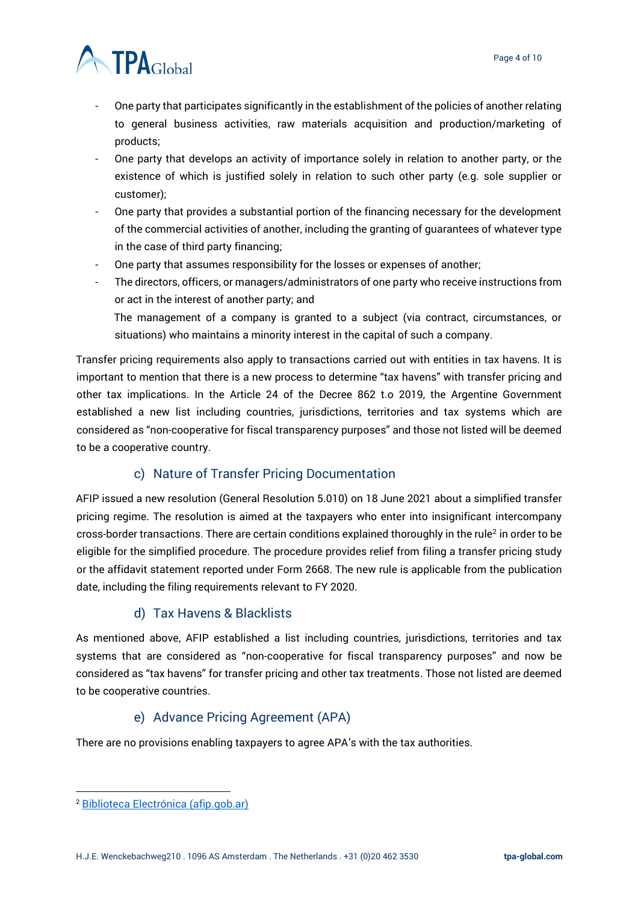- One party that participates significantly in the establishment of the policies of another relating to general business activities, raw materials acquisition and production/marketing of products;
- One party that develops an activity of importance solely in relation to another party, or the existence of which is justified solely in relation to such other party (e.g. sole supplier or customer);
- One party that provides a substantial portion of the financing necessary for the development of the commercial activities of another, including the granting of guarantees of whatever type in the case of third party financing;
- One party that assumes responsibility for the losses or expenses of another;
- The directors, officers, or managers/administrators of one party who receive instructions from or act in the interest of another party; and

  The management of a company is granted to a subject (via contract, circumstances, or situations) who maintains a minority interest in the capital of such a company.

Transfer pricing requirements also apply to transactions carried out with entities in tax havens. It is important to mention that there is a new process to determine "tax havens" with transfer pricing and other tax implications. In the Article 24 of the Decree 862 t.o 2019, the Argentine Government established a new list including countries, jurisdictions, territories and tax systems which are considered as "non-cooperative for fiscal transparency purposes" and those not listed will be deemed to be a cooperative country.

### c) Nature of Transfer Pricing Documentation

AFIP issued a new resolution (General Resolution 5.010) on 18 June 2021 about a simplified transfer pricing regime. The resolution is aimed at the taxpayers who enter into insignificant intercompany cross-border transactions. There are certain conditions explained thoroughly in the rule[2] in order to be eligible for the simplified procedure. The procedure provides relief from filing a transfer pricing study or the affidavit statement reported under Form 2668. The new rule is applicable from the publication date, including the filing requirements relevant to FY 2020.

### d) Tax Havens & Blacklists

As mentioned above, AFIP established a list including countries, jurisdictions, territories and tax systems that are considered as "non-cooperative for fiscal transparency purposes" and now be considered as "tax havens" for transfer pricing and other tax treatments. Those not listed are deemed to be cooperative countries.

### e) Advance Pricing Agreement (APA)

There are no provisions enabling taxpayers to agree APA's with the tax authorities.

---

[2] Biblioteca Electrónica (afip.gob.ar)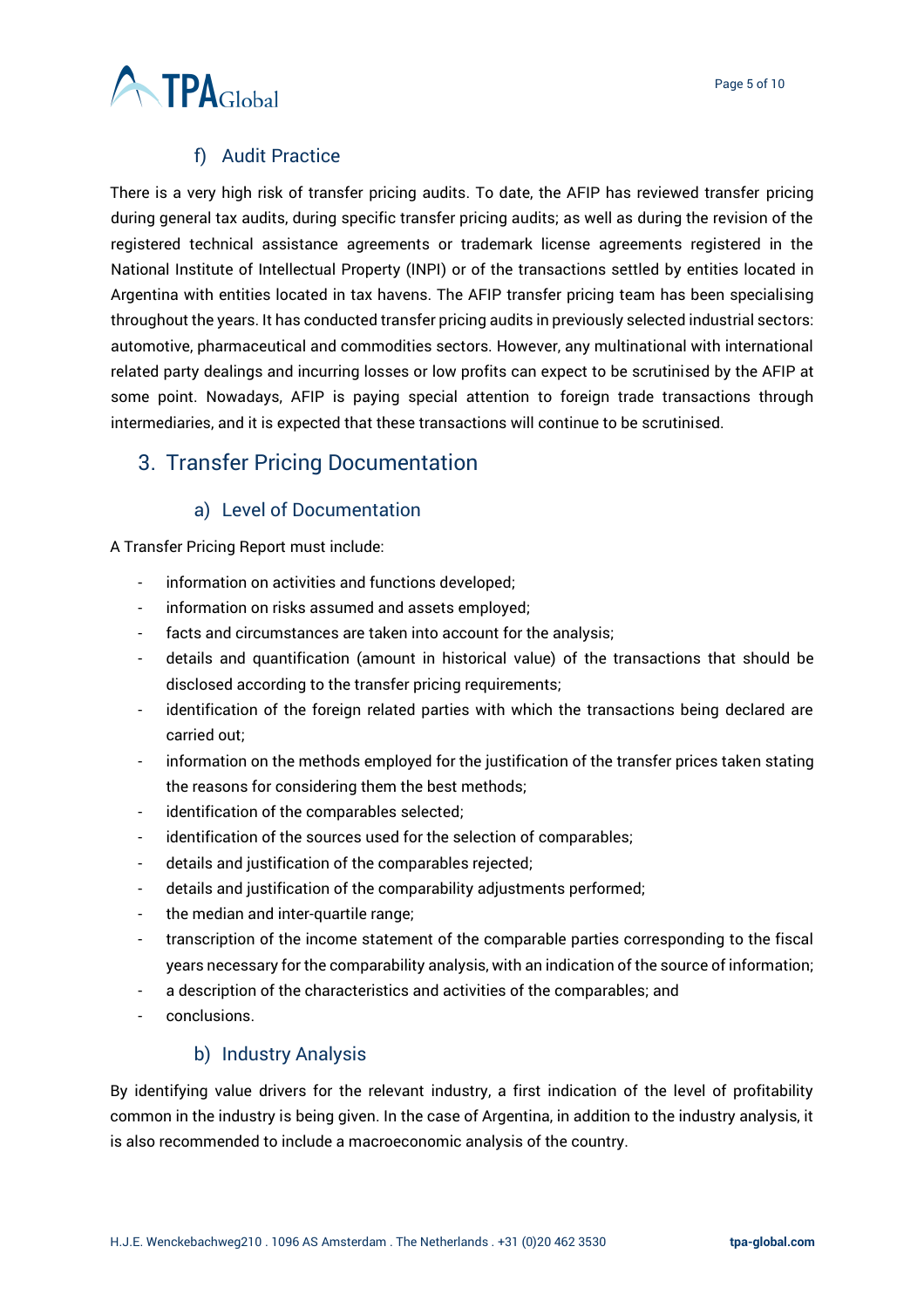### f) Audit Practice

There is a very high risk of transfer pricing audits. To date, the AFIP has reviewed transfer pricing during general tax audits, during specific transfer pricing audits; as well as during the revision of the registered technical assistance agreements or trademark license agreements registered in the National Institute of Intellectual Property (INPI) or of the transactions settled by entities located in Argentina with entities located in tax havens. The AFIP transfer pricing team has been specialising throughout the years. It has conducted transfer pricing audits in previously selected industrial sectors: automotive, pharmaceutical and commodities sectors. However, any multinational with international related party dealings and incurring losses or low profits can expect to be scrutinised by the AFIP at some point. Nowadays, AFIP is paying special attention to foreign trade transactions through intermediaries, and it is expected that these transactions will continue to be scrutinised.

## 3. Transfer Pricing Documentation

### a) Level of Documentation

A Transfer Pricing Report must include:

- information on activities and functions developed;
- information on risks assumed and assets employed;
- facts and circumstances are taken into account for the analysis;
- details and quantification (amount in historical value) of the transactions that should be disclosed according to the transfer pricing requirements;
- identification of the foreign related parties with which the transactions being declared are carried out;
- information on the methods employed for the justification of the transfer prices taken stating the reasons for considering them the best methods;
- identification of the comparables selected;
- identification of the sources used for the selection of comparables;
- details and justification of the comparables rejected;
- details and justification of the comparability adjustments performed;
- the median and inter-quartile range;
- transcription of the income statement of the comparable parties corresponding to the fiscal years necessary for the comparability analysis, with an indication of the source of information;
- a description of the characteristics and activities of the comparables; and
- conclusions.

### b) Industry Analysis

By identifying value drivers for the relevant industry, a first indication of the level of profitability common in the industry is being given. In the case of Argentina, in addition to the industry analysis, it is also recommended to include a macroeconomic analysis of the country.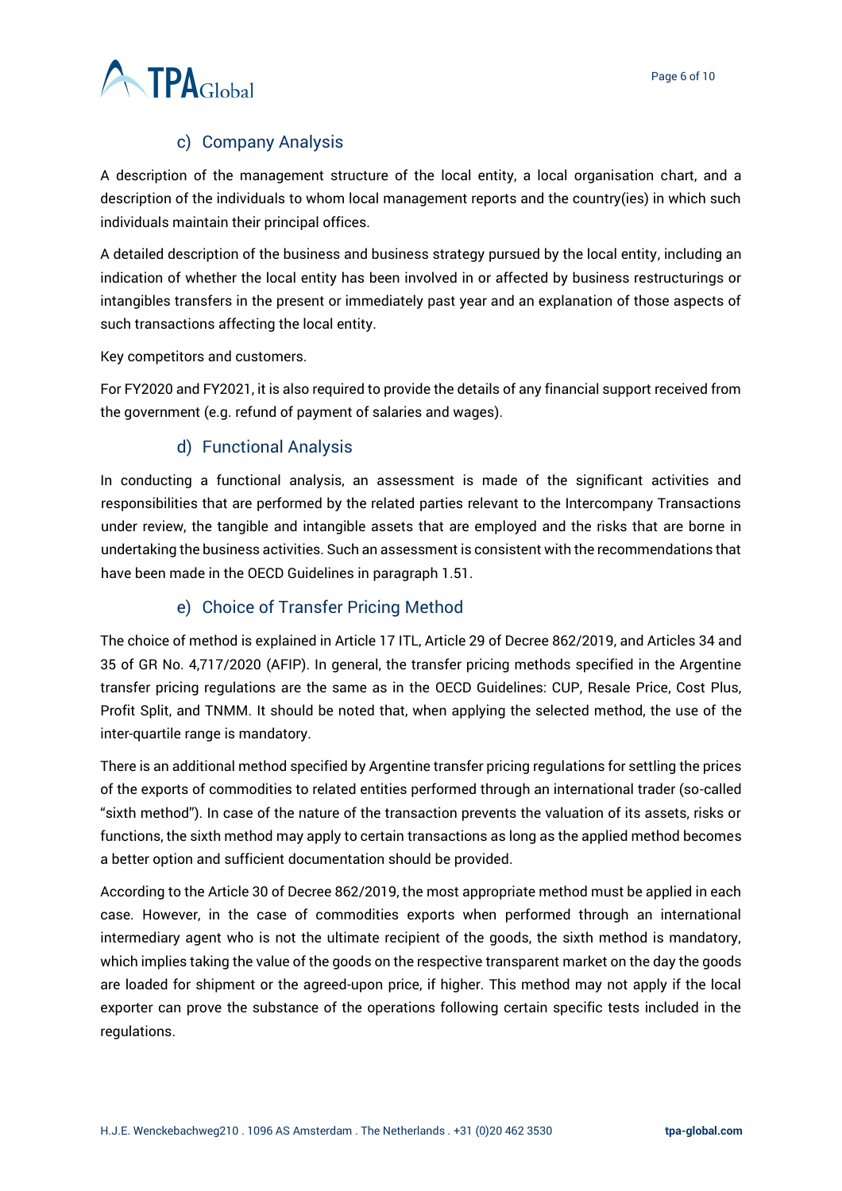### c) Company Analysis

A description of the management structure of the local entity, a local organisation chart, and a description of the individuals to whom local management reports and the country(ies) in which such individuals maintain their principal offices.

A detailed description of the business and business strategy pursued by the local entity, including an indication of whether the local entity has been involved in or affected by business restructurings or intangibles transfers in the present or immediately past year and an explanation of those aspects of such transactions affecting the local entity.

Key competitors and customers.

For FY2020 and FY2021, it is also required to provide the details of any financial support received from the government (e.g. refund of payment of salaries and wages).

### d) Functional Analysis

In conducting a functional analysis, an assessment is made of the significant activities and responsibilities that are performed by the related parties relevant to the Intercompany Transactions under review, the tangible and intangible assets that are employed and the risks that are borne in undertaking the business activities. Such an assessment is consistent with the recommendations that have been made in the OECD Guidelines in paragraph 1.51.

### e) Choice of Transfer Pricing Method

The choice of method is explained in Article 17 ITL, Article 29 of Decree 862/2019, and Articles 34 and 35 of GR No. 4,717/2020 (AFIP). In general, the transfer pricing methods specified in the Argentine transfer pricing regulations are the same as in the OECD Guidelines: CUP, Resale Price, Cost Plus, Profit Split, and TNMM. It should be noted that, when applying the selected method, the use of the inter-quartile range is mandatory.

There is an additional method specified by Argentine transfer pricing regulations for settling the prices of the exports of commodities to related entities performed through an international trader (so-called "sixth method"). In case of the nature of the transaction prevents the valuation of its assets, risks or functions, the sixth method may apply to certain transactions as long as the applied method becomes a better option and sufficient documentation should be provided.

According to the Article 30 of Decree 862/2019, the most appropriate method must be applied in each case. However, in the case of commodities exports when performed through an international intermediary agent who is not the ultimate recipient of the goods, the sixth method is mandatory, which implies taking the value of the goods on the respective transparent market on the day the goods are loaded for shipment or the agreed-upon price, if higher. This method may not apply if the local exporter can prove the substance of the operations following certain specific tests included in the regulations.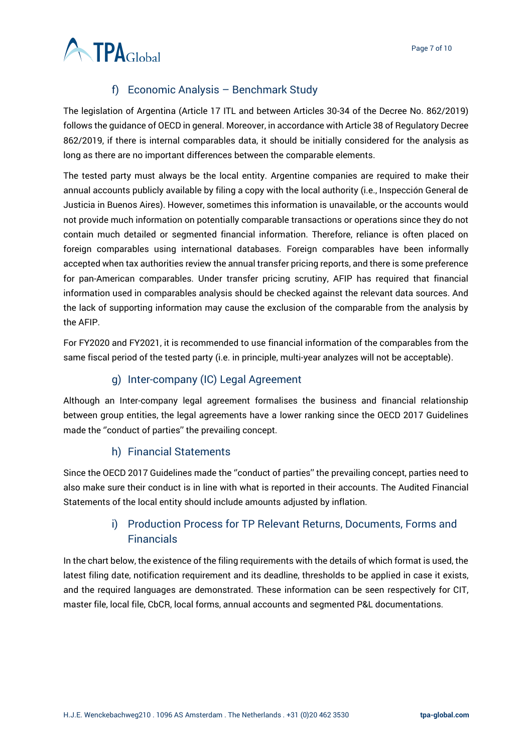### f) Economic Analysis – Benchmark Study

The legislation of Argentina (Article 17 ITL and between Articles 30-34 of the Decree No. 862/2019) follows the guidance of OECD in general. Moreover, in accordance with Article 38 of Regulatory Decree 862/2019, if there is internal comparables data, it should be initially considered for the analysis as long as there are no important differences between the comparable elements.

The tested party must always be the local entity. Argentine companies are required to make their annual accounts publicly available by filing a copy with the local authority (i.e., Inspección General de Justicia in Buenos Aires). However, sometimes this information is unavailable, or the accounts would not provide much information on potentially comparable transactions or operations since they do not contain much detailed or segmented financial information. Therefore, reliance is often placed on foreign comparables using international databases. Foreign comparables have been informally accepted when tax authorities review the annual transfer pricing reports, and there is some preference for pan-American comparables. Under transfer pricing scrutiny, AFIP has required that financial information used in comparables analysis should be checked against the relevant data sources. And the lack of supporting information may cause the exclusion of the comparable from the analysis by the AFIP.

For FY2020 and FY2021, it is recommended to use financial information of the comparables from the same fiscal period of the tested party (i.e. in principle, multi-year analyzes will not be acceptable).

### g) Inter-company (IC) Legal Agreement

Although an Inter-company legal agreement formalises the business and financial relationship between group entities, the legal agreements have a lower ranking since the OECD 2017 Guidelines made the ''conduct of parties'' the prevailing concept.

### h) Financial Statements

Since the OECD 2017 Guidelines made the ''conduct of parties'' the prevailing concept, parties need to also make sure their conduct is in line with what is reported in their accounts. The Audited Financial Statements of the local entity should include amounts adjusted by inflation.

### i) Production Process for TP Relevant Returns, Documents, Forms and Financials

In the chart below, the existence of the filing requirements with the details of which format is used, the latest filing date, notification requirement and its deadline, thresholds to be applied in case it exists, and the required languages are demonstrated. These information can be seen respectively for CIT, master file, local file, CbCR, local forms, annual accounts and segmented P&L documentations.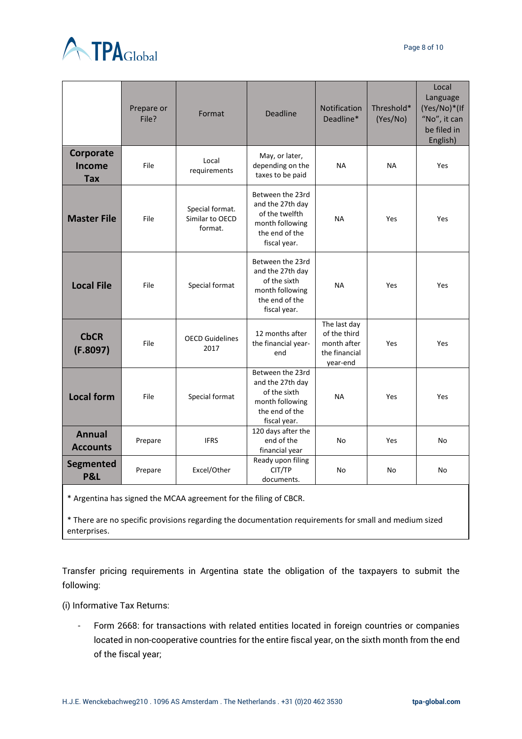| | Prepare or File? | Format | Deadline | Notification Deadline* | Threshold* (Yes/No) | Local Language (Yes/No)*(If "No", it can be filed in English) |
|---|---|---|---|---|---|---|
| **Corporate Income Tax** | File | Local requirements | May, or later, depending on the taxes to be paid | NA | NA | Yes |
| **Master File** | File | Special format. Similar to OECD format. | Between the 23rd and the 27th day of the twelfth month following the end of the fiscal year. | NA | Yes | Yes |
| **Local File** | File | Special format | Between the 23rd and the 27th day of the sixth month following the end of the fiscal year. | NA | Yes | Yes |
| **CbCR (F.8097)** | File | OECD Guidelines 2017 | 12 months after the financial year-end | The last day of the third month after the financial year-end | Yes | Yes |
| **Local form** | File | Special format | Between the 23rd and the 27th day of the sixth month following the end of the fiscal year. | NA | Yes | Yes |
| **Annual Accounts** | Prepare | IFRS | 120 days after the end of the financial year | No | Yes | No |
| **Segmented P&L** | Prepare | Excel/Other | Ready upon filing CIT/TP documents. | No | No | No |

* Argentina has signed the MCAA agreement for the filing of CBCR.

* There are no specific provisions regarding the documentation requirements for small and medium sized enterprises.

Transfer pricing requirements in Argentina state the obligation of the taxpayers to submit the following:

(i) Informative Tax Returns:

- Form 2668: for transactions with related entities located in foreign countries or companies located in non-cooperative countries for the entire fiscal year, on the sixth month from the end of the fiscal year;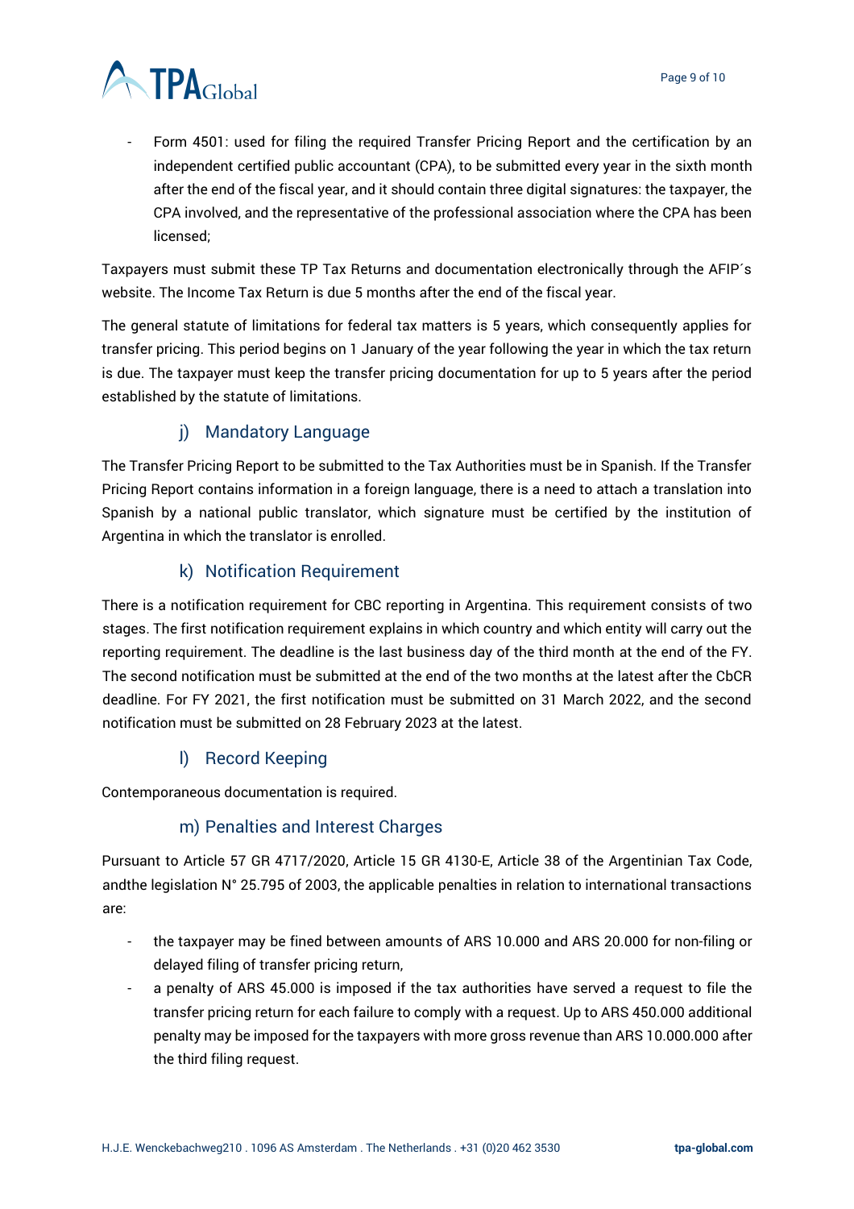- Form 4501: used for filing the required Transfer Pricing Report and the certification by an independent certified public accountant (CPA), to be submitted every year in the sixth month after the end of the fiscal year, and it should contain three digital signatures: the taxpayer, the CPA involved, and the representative of the professional association where the CPA has been licensed;

Taxpayers must submit these TP Tax Returns and documentation electronically through the AFIP´s website. The Income Tax Return is due 5 months after the end of the fiscal year.

The general statute of limitations for federal tax matters is 5 years, which consequently applies for transfer pricing. This period begins on 1 January of the year following the year in which the tax return is due. The taxpayer must keep the transfer pricing documentation for up to 5 years after the period established by the statute of limitations.

### j) Mandatory Language

The Transfer Pricing Report to be submitted to the Tax Authorities must be in Spanish. If the Transfer Pricing Report contains information in a foreign language, there is a need to attach a translation into Spanish by a national public translator, which signature must be certified by the institution of Argentina in which the translator is enrolled.

### k) Notification Requirement

There is a notification requirement for CBC reporting in Argentina. This requirement consists of two stages. The first notification requirement explains in which country and which entity will carry out the reporting requirement. The deadline is the last business day of the third month at the end of the FY. The second notification must be submitted at the end of the two months at the latest after the CbCR deadline. For FY 2021, the first notification must be submitted on 31 March 2022, and the second notification must be submitted on 28 February 2023 at the latest.

### l) Record Keeping

Contemporaneous documentation is required.

### m) Penalties and Interest Charges

Pursuant to Article 57 GR 4717/2020, Article 15 GR 4130-E, Article 38 of the Argentinian Tax Code, andthe legislation N° 25.795 of 2003, the applicable penalties in relation to international transactions are:

- the taxpayer may be fined between amounts of ARS 10.000 and ARS 20.000 for non-filing or delayed filing of transfer pricing return,
- a penalty of ARS 45.000 is imposed if the tax authorities have served a request to file the transfer pricing return for each failure to comply with a request. Up to ARS 450.000 additional penalty may be imposed for the taxpayers with more gross revenue than ARS 10.000.000 after the third filing request.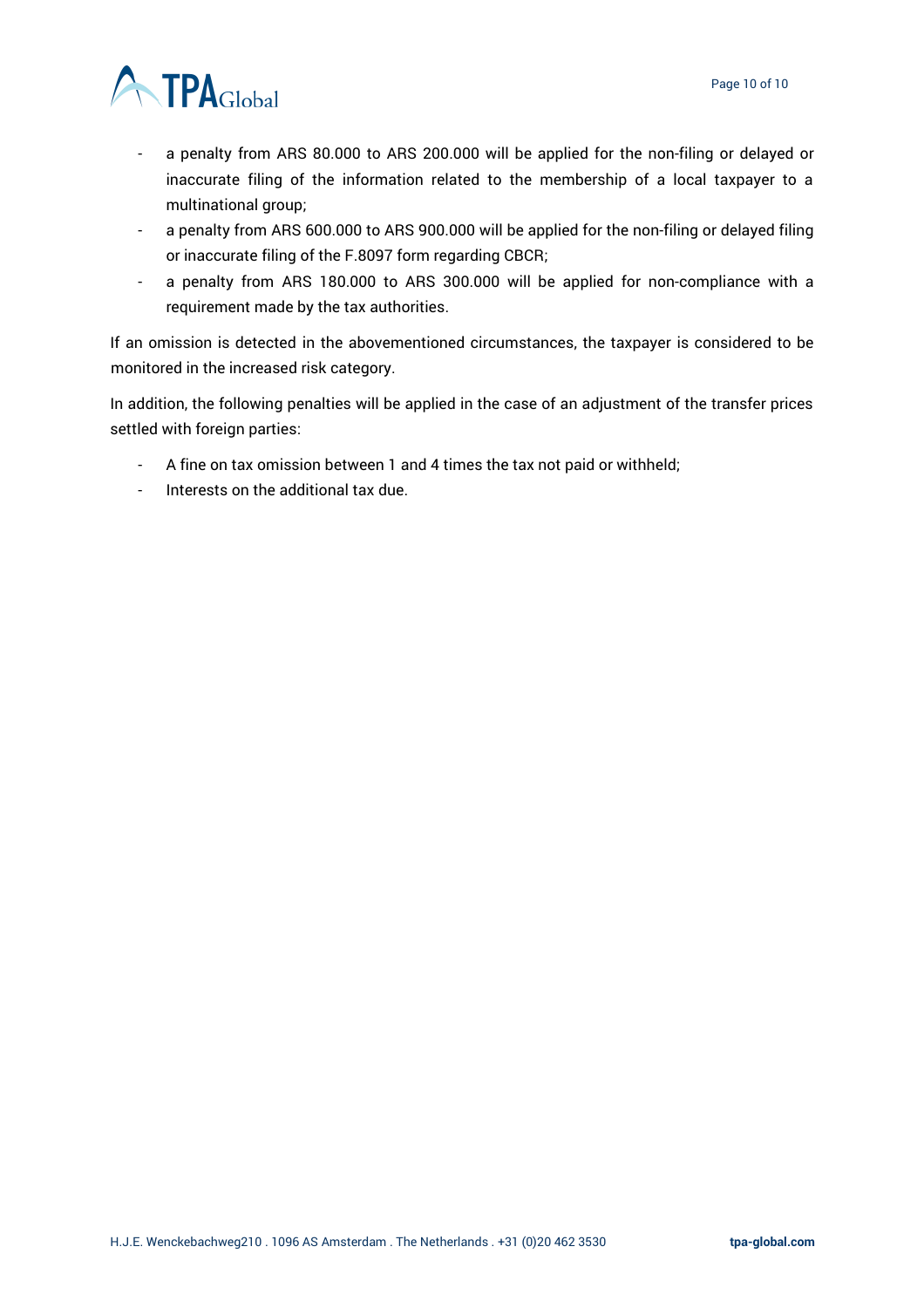- a penalty from ARS 80.000 to ARS 200.000 will be applied for the non-filing or delayed or inaccurate filing of the information related to the membership of a local taxpayer to a multinational group;
- a penalty from ARS 600.000 to ARS 900.000 will be applied for the non-filing or delayed filing or inaccurate filing of the F.8097 form regarding CBCR;
- a penalty from ARS 180.000 to ARS 300.000 will be applied for non-compliance with a requirement made by the tax authorities.

If an omission is detected in the abovementioned circumstances, the taxpayer is considered to be monitored in the increased risk category.

In addition, the following penalties will be applied in the case of an adjustment of the transfer prices settled with foreign parties:

- A fine on tax omission between 1 and 4 times the tax not paid or withheld;
- Interests on the additional tax due.